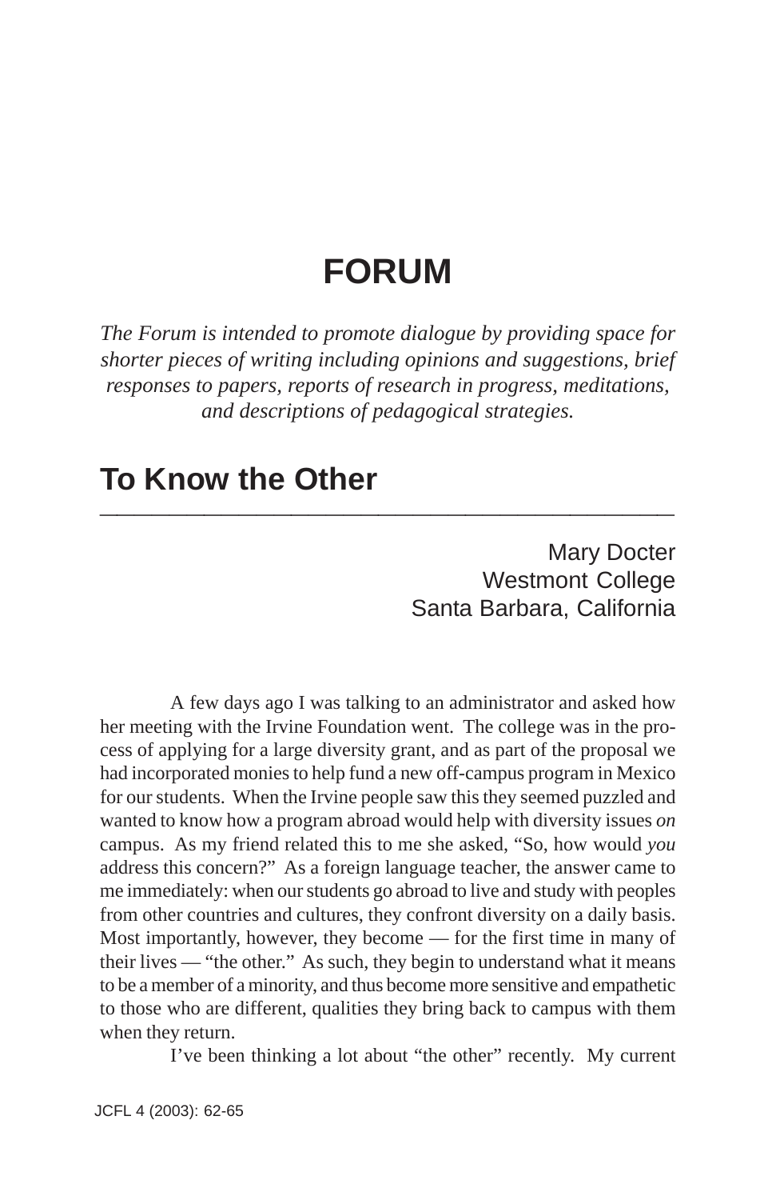# FORUM

*The Forum is intended to promote dialogue by providing space for shorter pieces of writing including opinions and suggestions, brief responses to papers, reports of research in progress, meditations, and descriptions of pedagogical strategies.*

## To Know the Other

Mary Docter
Westmont College
Santa Barbara, California

A few days ago I was talking to an administrator and asked how her meeting with the Irvine Foundation went. The college was in the process of applying for a large diversity grant, and as part of the proposal we had incorporated monies to help fund a new off-campus program in Mexico for our students. When the Irvine people saw this they seemed puzzled and wanted to know how a program abroad would help with diversity issues *on* campus. As my friend related this to me she asked, "So, how would *you* address this concern?" As a foreign language teacher, the answer came to me immediately: when our students go abroad to live and study with peoples from other countries and cultures, they confront diversity on a daily basis. Most importantly, however, they become — for the first time in many of their lives — "the other." As such, they begin to understand what it means to be a member of a minority, and thus become more sensitive and empathetic to those who are different, qualities they bring back to campus with them when they return.

I've been thinking a lot about "the other" recently. My current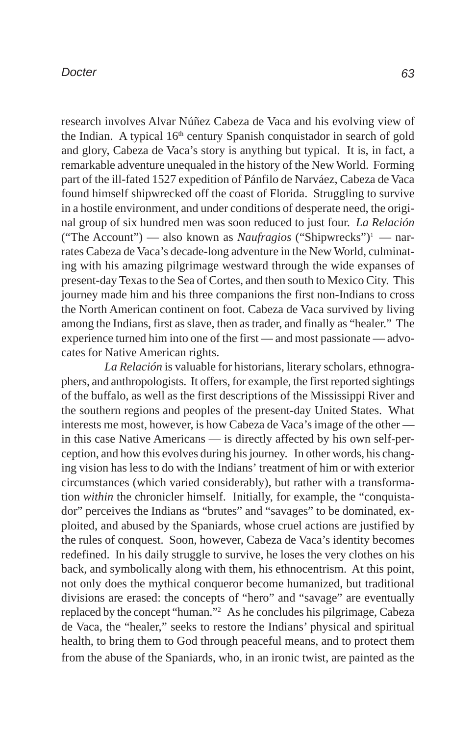research involves Alvar Núñez Cabeza de Vaca and his evolving view of the Indian. A typical 16th century Spanish conquistador in search of gold and glory, Cabeza de Vaca's story is anything but typical. It is, in fact, a remarkable adventure unequaled in the history of the New World. Forming part of the ill-fated 1527 expedition of Pánfilo de Narváez, Cabeza de Vaca found himself shipwrecked off the coast of Florida. Struggling to survive in a hostile environment, and under conditions of desperate need, the original group of six hundred men was soon reduced to just four. *La Relación* ("The Account") — also known as *Naufragios* ("Shipwrecks")[1] — narrates Cabeza de Vaca's decade-long adventure in the New World, culminating with his amazing pilgrimage westward through the wide expanses of present-day Texas to the Sea of Cortes, and then south to Mexico City. This journey made him and his three companions the first non-Indians to cross the North American continent on foot. Cabeza de Vaca survived by living among the Indians, first as slave, then as trader, and finally as "healer." The experience turned him into one of the first — and most passionate — advocates for Native American rights.

*La Relación* is valuable for historians, literary scholars, ethnographers, and anthropologists. It offers, for example, the first reported sightings of the buffalo, as well as the first descriptions of the Mississippi River and the southern regions and peoples of the present-day United States. What interests me most, however, is how Cabeza de Vaca's image of the other — in this case Native Americans — is directly affected by his own self-perception, and how this evolves during his journey. In other words, his changing vision has less to do with the Indians' treatment of him or with exterior circumstances (which varied considerably), but rather with a transformation *within* the chronicler himself. Initially, for example, the "conquistador" perceives the Indians as "brutes" and "savages" to be dominated, exploited, and abused by the Spaniards, whose cruel actions are justified by the rules of conquest. Soon, however, Cabeza de Vaca's identity becomes redefined. In his daily struggle to survive, he loses the very clothes on his back, and symbolically along with them, his ethnocentrism. At this point, not only does the mythical conqueror become humanized, but traditional divisions are erased: the concepts of "hero" and "savage" are eventually replaced by the concept "human."[2] As he concludes his pilgrimage, Cabeza de Vaca, the "healer," seeks to restore the Indians' physical and spiritual health, to bring them to God through peaceful means, and to protect them from the abuse of the Spaniards, who, in an ironic twist, are painted as the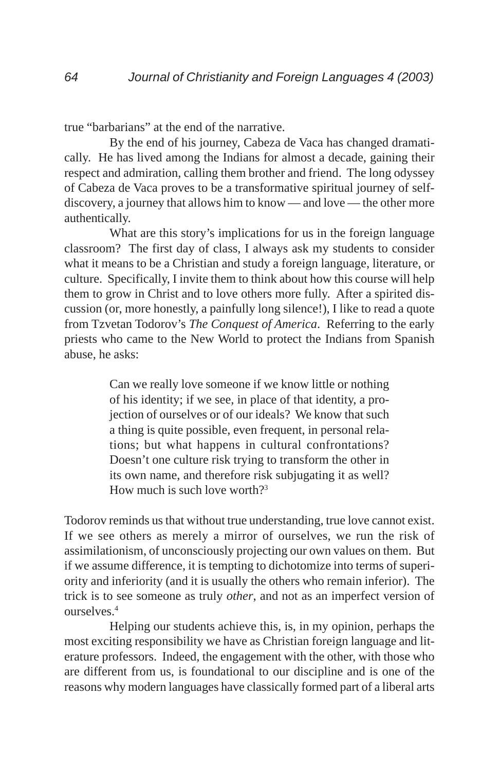true "barbarians" at the end of the narrative.

By the end of his journey, Cabeza de Vaca has changed dramatically. He has lived among the Indians for almost a decade, gaining their respect and admiration, calling them brother and friend. The long odyssey of Cabeza de Vaca proves to be a transformative spiritual journey of self-discovery, a journey that allows him to know — and love — the other more authentically.

What are this story's implications for us in the foreign language classroom? The first day of class, I always ask my students to consider what it means to be a Christian and study a foreign language, literature, or culture. Specifically, I invite them to think about how this course will help them to grow in Christ and to love others more fully. After a spirited discussion (or, more honestly, a painfully long silence!), I like to read a quote from Tzvetan Todorov's *The Conquest of America*. Referring to the early priests who came to the New World to protect the Indians from Spanish abuse, he asks:

> Can we really love someone if we know little or nothing of his identity; if we see, in place of that identity, a projection of ourselves or of our ideals? We know that such a thing is quite possible, even frequent, in personal relations; but what happens in cultural confrontations? Doesn't one culture risk trying to transform the other in its own name, and therefore risk subjugating it as well? How much is such love worth?[3]

Todorov reminds us that without true understanding, true love cannot exist. If we see others as merely a mirror of ourselves, we run the risk of assimilationism, of unconsciously projecting our own values on them. But if we assume difference, it is tempting to dichotomize into terms of superiority and inferiority (and it is usually the others who remain inferior). The trick is to see someone as truly *other*, and not as an imperfect version of ourselves.[4]

Helping our students achieve this, is, in my opinion, perhaps the most exciting responsibility we have as Christian foreign language and literature professors. Indeed, the engagement with the other, with those who are different from us, is foundational to our discipline and is one of the reasons why modern languages have classically formed part of a liberal arts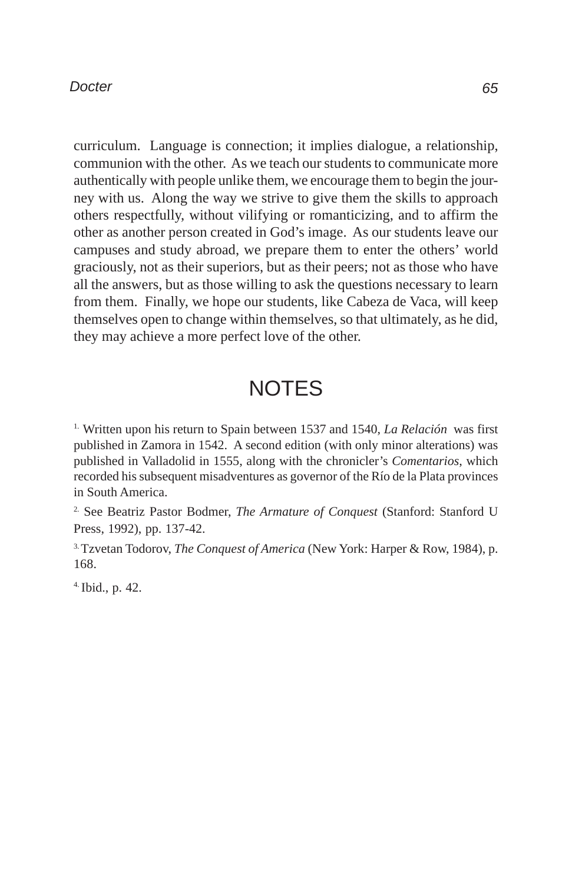curriculum. Language is connection; it implies dialogue, a relationship, communion with the other. As we teach our students to communicate more authentically with people unlike them, we encourage them to begin the journey with us. Along the way we strive to give them the skills to approach others respectfully, without vilifying or romanticizing, and to affirm the other as another person created in God's image. As our students leave our campuses and study abroad, we prepare them to enter the others' world graciously, not as their superiors, but as their peers; not as those who have all the answers, but as those willing to ask the questions necessary to learn from them. Finally, we hope our students, like Cabeza de Vaca, will keep themselves open to change within themselves, so that ultimately, as he did, they may achieve a more perfect love of the other.

## NOTES

1. Written upon his return to Spain between 1537 and 1540, *La Relación* was first published in Zamora in 1542. A second edition (with only minor alterations) was published in Valladolid in 1555, along with the chronicler's *Comentarios*, which recorded his subsequent misadventures as governor of the Río de la Plata provinces in South America.

2. See Beatriz Pastor Bodmer, *The Armature of Conquest* (Stanford: Stanford U Press, 1992), pp. 137-42.

3. Tzvetan Todorov, *The Conquest of America* (New York: Harper & Row, 1984), p. 168.

4. Ibid., p. 42.